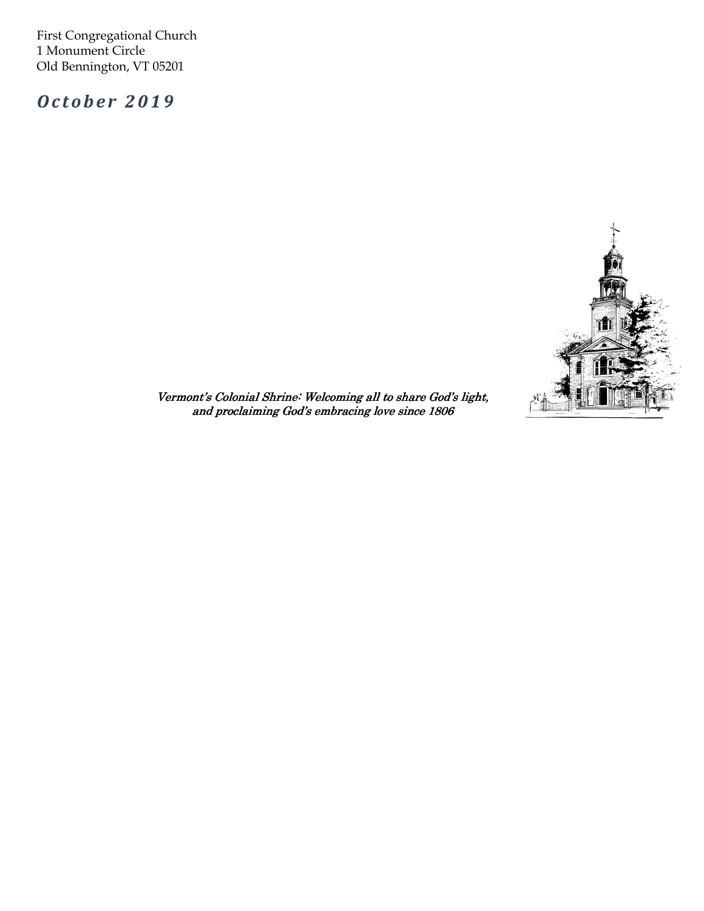First Congregational Church
1 Monument Circle
Old Bennington, VT 05201

# *October 2019*

*Vermont's Colonial Shrine: Welcoming all to share God's light, and proclaiming God's embracing love since 1806*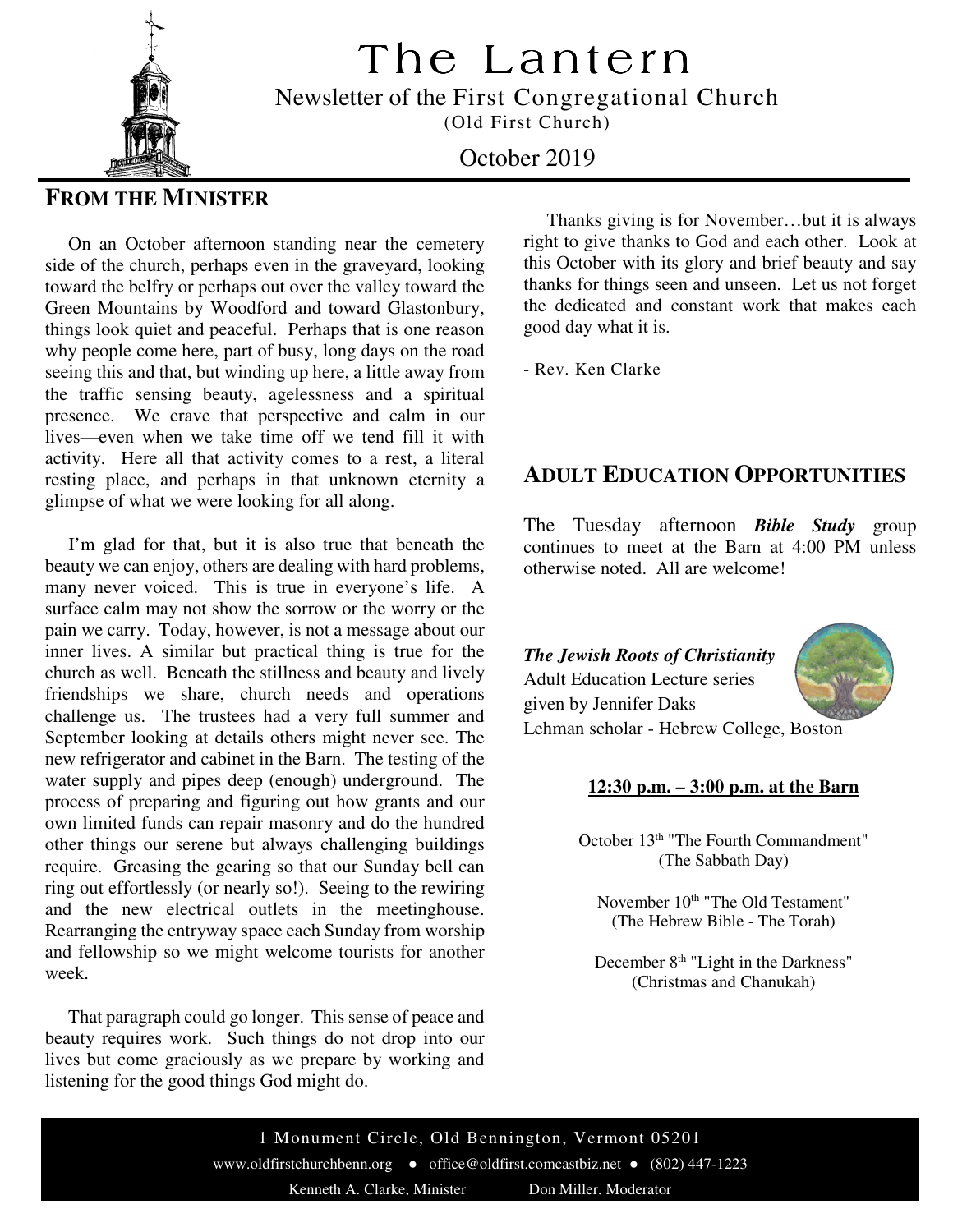# The Lantern

Newsletter of the First Congregational Church
(Old First Church)

October 2019

## FROM THE MINISTER

On an October afternoon standing near the cemetery side of the church, perhaps even in the graveyard, looking toward the belfry or perhaps out over the valley toward the Green Mountains by Woodford and toward Glastonbury, things look quiet and peaceful. Perhaps that is one reason why people come here, part of busy, long days on the road seeing this and that, but winding up here, a little away from the traffic sensing beauty, agelessness and a spiritual presence. We crave that perspective and calm in our lives—even when we take time off we tend fill it with activity. Here all that activity comes to a rest, a literal resting place, and perhaps in that unknown eternity a glimpse of what we were looking for all along.

I'm glad for that, but it is also true that beneath the beauty we can enjoy, others are dealing with hard problems, many never voiced. This is true in everyone's life. A surface calm may not show the sorrow or the worry or the pain we carry. Today, however, is not a message about our inner lives. A similar but practical thing is true for the church as well. Beneath the stillness and beauty and lively friendships we share, church needs and operations challenge us. The trustees had a very full summer and September looking at details others might never see. The new refrigerator and cabinet in the Barn. The testing of the water supply and pipes deep (enough) underground. The process of preparing and figuring out how grants and our own limited funds can repair masonry and do the hundred other things our serene but always challenging buildings require. Greasing the gearing so that our Sunday bell can ring out effortlessly (or nearly so!). Seeing to the rewiring and the new electrical outlets in the meetinghouse. Rearranging the entryway space each Sunday from worship and fellowship so we might welcome tourists for another week.

That paragraph could go longer. This sense of peace and beauty requires work. Such things do not drop into our lives but come graciously as we prepare by working and listening for the good things God might do.

Thanks giving is for November…but it is always right to give thanks to God and each other. Look at this October with its glory and brief beauty and say thanks for things seen and unseen. Let us not forget the dedicated and constant work that makes each good day what it is.

- Rev. Ken Clarke

## ADULT EDUCATION OPPORTUNITIES

The Tuesday afternoon ***Bible Study*** group continues to meet at the Barn at 4:00 PM unless otherwise noted. All are welcome!

***The Jewish Roots of Christianity***
Adult Education Lecture series
given by Jennifer Daks
Lehman scholar - Hebrew College, Boston

**12:30 p.m. – 3:00 p.m. at the Barn**

October 13th "The Fourth Commandment"
(The Sabbath Day)

November 10th "The Old Testament"
(The Hebrew Bible - The Torah)

December 8th "Light in the Darkness"
(Christmas and Chanukah)

1 Monument Circle, Old Bennington, Vermont 05201
www.oldfirstchurchbenn.org • office@oldfirst.comcastbiz.net • (802) 447-1223
Kenneth A. Clarke, Minister Don Miller, Moderator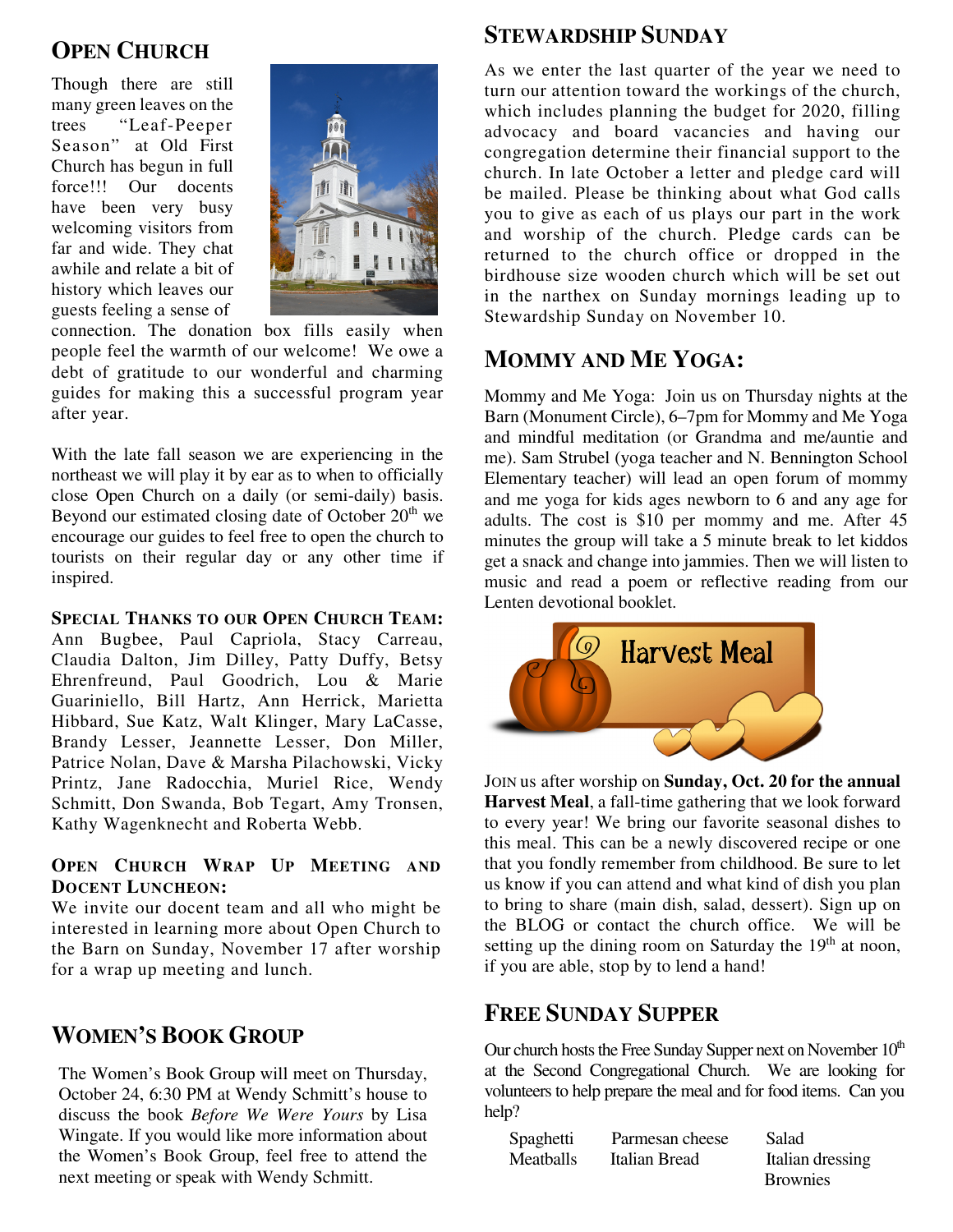## Open Church

Though there are still many green leaves on the trees "Leaf-Peeper Season" at Old First Church has begun in full force!!! Our docents have been very busy welcoming visitors from far and wide. They chat awhile and relate a bit of history which leaves our guests feeling a sense of connection. The donation box fills easily when people feel the warmth of our welcome! We owe a debt of gratitude to our wonderful and charming guides for making this a successful program year after year.

With the late fall season we are experiencing in the northeast we will play it by ear as to when to officially close Open Church on a daily (or semi-daily) basis. Beyond our estimated closing date of October 20th we encourage our guides to feel free to open the church to tourists on their regular day or any other time if inspired.

**Special Thanks to our Open Church Team:** Ann Bugbee, Paul Capriola, Stacy Carreau, Claudia Dalton, Jim Dilley, Patty Duffy, Betsy Ehrenfreund, Paul Goodrich, Lou & Marie Guariniello, Bill Hartz, Ann Herrick, Marietta Hibbard, Sue Katz, Walt Klinger, Mary LaCasse, Brandy Lesser, Jeannette Lesser, Don Miller, Patrice Nolan, Dave & Marsha Pilachowski, Vicky Printz, Jane Radocchia, Muriel Rice, Wendy Schmitt, Don Swanda, Bob Tegart, Amy Tronsen, Kathy Wagenknecht and Roberta Webb.

**Open Church Wrap Up Meeting and Docent Luncheon:**
We invite our docent team and all who might be interested in learning more about Open Church to the Barn on Sunday, November 17 after worship for a wrap up meeting and lunch.

## Women's Book Group

The Women's Book Group will meet on Thursday, October 24, 6:30 PM at Wendy Schmitt's house to discuss the book *Before We Were Yours* by Lisa Wingate. If you would like more information about the Women's Book Group, feel free to attend the next meeting or speak with Wendy Schmitt.

## Stewardship Sunday

As we enter the last quarter of the year we need to turn our attention toward the workings of the church, which includes planning the budget for 2020, filling advocacy and board vacancies and having our congregation determine their financial support to the church. In late October a letter and pledge card will be mailed. Please be thinking about what God calls you to give as each of us plays our part in the work and worship of the church. Pledge cards can be returned to the church office or dropped in the birdhouse size wooden church which will be set out in the narthex on Sunday mornings leading up to Stewardship Sunday on November 10.

## Mommy and Me Yoga:

Mommy and Me Yoga: Join us on Thursday nights at the Barn (Monument Circle), 6–7pm for Mommy and Me Yoga and mindful meditation (or Grandma and me/auntie and me). Sam Strubel (yoga teacher and N. Bennington School Elementary teacher) will lead an open forum of mommy and me yoga for kids ages newborn to 6 and any age for adults. The cost is $10 per mommy and me. After 45 minutes the group will take a 5 minute break to let kiddos get a snack and change into jammies. Then we will listen to music and read a poem or reflective reading from our Lenten devotional booklet.

Harvest Meal

Join us after worship on **Sunday, Oct. 20 for the annual Harvest Meal**, a fall-time gathering that we look forward to every year! We bring our favorite seasonal dishes to this meal. This can be a newly discovered recipe or one that you fondly remember from childhood. Be sure to let us know if you can attend and what kind of dish you plan to bring to share (main dish, salad, dessert). Sign up on the BLOG or contact the church office. We will be setting up the dining room on Saturday the 19th at noon, if you are able, stop by to lend a hand!

## Free Sunday Supper

Our church hosts the Free Sunday Supper next on November 10th at the Second Congregational Church. We are looking for volunteers to help prepare the meal and for food items. Can you help?

| | | |
|---|---|---|
| Spaghetti | Parmesan cheese | Salad |
| Meatballs | Italian Bread | Italian dressing |
| | | Brownies |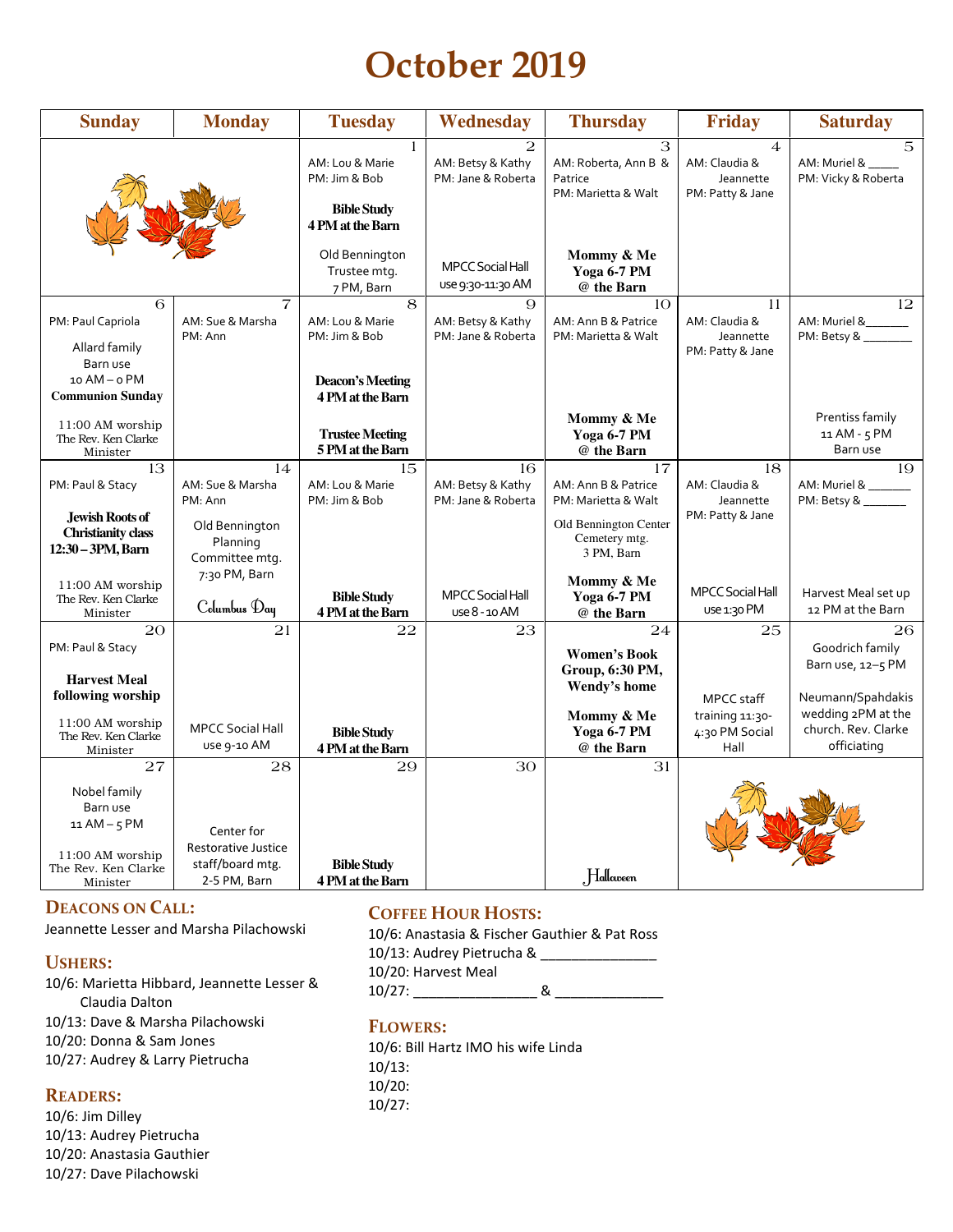# October 2019

| Sunday | Monday | Tuesday | Wednesday | Thursday | Friday | Saturday |
|---|---|---|---|---|---|---|
| | | 1<br>AM: Lou & Marie<br>PM: Jim & Bob<br>**Bible Study 4 PM at the Barn**<br>Old Bennington Trustee mtg. 7 PM, Barn | 2<br>AM: Betsy & Kathy<br>PM: Jane & Roberta<br>MPCC Social Hall use 9:30-11:30 AM | 3<br>AM: Roberta, Ann B & Patrice<br>PM: Marietta & Walt<br>**Mommy & Me Yoga 6-7 PM @ the Barn** | 4<br>AM: Claudia & Jeannette<br>PM: Patty & Jane | 5<br>AM: Muriel & _____<br>PM: Vicky & Roberta |
| 6<br>PM: Paul Capriola<br>Allard family Barn use 10 AM – 0 PM<br>**Communion Sunday**<br>11:00 AM worship The Rev. Ken Clarke Minister | 7<br>AM: Sue & Marsha<br>PM: Ann | 8<br>AM: Lou & Marie<br>PM: Jim & Bob<br>**Deacon's Meeting 4 PM at the Barn**<br>**Trustee Meeting 5 PM at the Barn** | 9<br>AM: Betsy & Kathy<br>PM: Jane & Roberta | 10<br>AM: Ann B & Patrice<br>PM: Marietta & Walt<br>**Mommy & Me Yoga 6-7 PM @ the Barn** | 11<br>AM: Claudia & Jeannette<br>PM: Patty & Jane | 12<br>AM: Muriel &_______<br>PM: Betsy & ________<br>Prentiss family 11 AM - 5 PM Barn use |
| 13<br>PM: Paul & Stacy<br>**Jewish Roots of Christianity class 12:30 – 3PM, Barn**<br>11:00 AM worship The Rev. Ken Clarke Minister | 14<br>AM: Sue & Marsha<br>PM: Ann<br>Old Bennington Planning Committee mtg. 7:30 PM, Barn<br>Columbus Day | 15<br>AM: Lou & Marie<br>PM: Jim & Bob<br>**Bible Study 4 PM at the Barn** | 16<br>AM: Betsy & Kathy<br>PM: Jane & Roberta<br>MPCC Social Hall use 8 - 10 AM | 17<br>AM: Ann B & Patrice<br>PM: Marietta & Walt<br>Old Bennington Center Cemetery mtg. 3 PM, Barn<br>**Mommy & Me Yoga 6-7 PM @ the Barn** | 18<br>AM: Claudia & Jeannette<br>PM: Patty & Jane<br>MPCC Social Hall use 1:30 PM | 19<br>AM: Muriel & _______<br>PM: Betsy & _______<br>Harvest Meal set up 12 PM at the Barn |
| 20<br>PM: Paul & Stacy<br>**Harvest Meal following worship**<br>11:00 AM worship The Rev. Ken Clarke Minister | 21<br>MPCC Social Hall use 9-10 AM | 22<br>**Bible Study 4 PM at the Barn** | 23 | 24<br>**Women's Book Group, 6:30 PM, Wendy's home**<br>**Mommy & Me Yoga 6-7 PM @ the Barn** | 25<br>MPCC staff training 11:30-4:30 PM Social Hall | 26<br>Goodrich family Barn use, 12–5 PM<br>Neumann/Spahdakis wedding 2PM at the church. Rev. Clarke officiating |
| 27<br>Nobel family Barn use 11 AM – 5 PM<br>11:00 AM worship The Rev. Ken Clarke Minister | 28<br>Center for Restorative Justice staff/board mtg. 2-5 PM, Barn | 29<br>**Bible Study 4 PM at the Barn** | 30 | 31<br>Halloween | | |

## Deacons on Call:
Jeannette Lesser and Marsha Pilachowski

## Ushers:
10/6: Marietta Hibbard, Jeannette Lesser & Claudia Dalton
10/13: Dave & Marsha Pilachowski
10/20: Donna & Sam Jones
10/27: Audrey & Larry Pietrucha

## Readers:
10/6: Jim Dilley
10/13: Audrey Pietrucha
10/20: Anastasia Gauthier
10/27: Dave Pilachowski

## Coffee Hour Hosts:
10/6: Anastasia & Fischer Gauthier & Pat Ross
10/13: Audrey Pietrucha & _______________
10/20: Harvest Meal
10/27: ________________ & ______________

## Flowers:
10/6: Bill Hartz IMO his wife Linda
10/13:
10/20:
10/27: